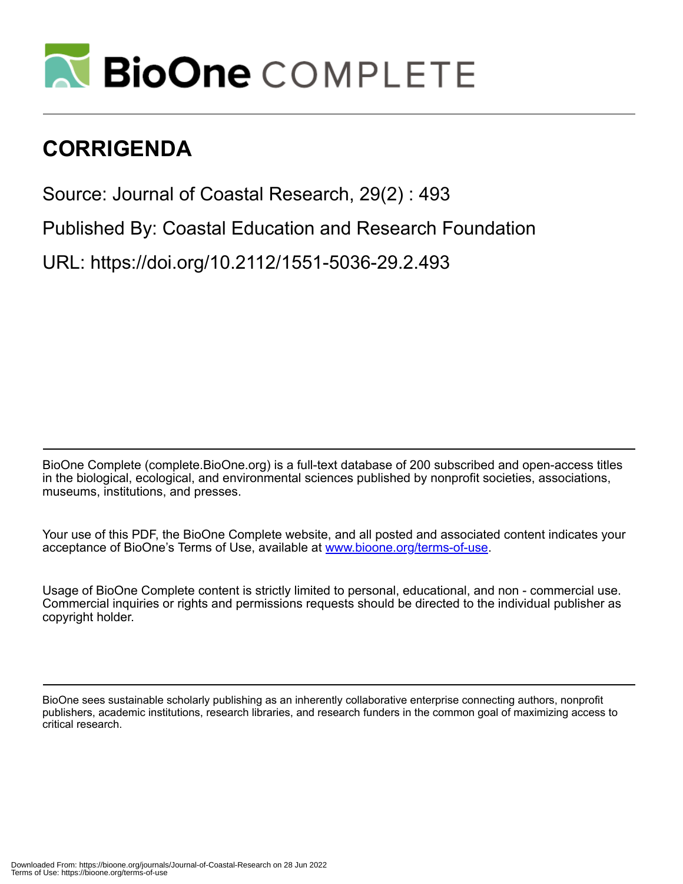# CORRIGENDA

Source: Journal of Coastal Research, 29(2) : 493

Published By: Coastal Education and Research Foundation

URL: https://doi.org/10.2112/1551-5036-29.2.493

BioOne Complete (complete.BioOne.org) is a full-text database of 200 subscribed and open-access titles in the biological, ecological, and environmental sciences published by nonprofit societies, associations, museums, institutions, and presses.

Your use of this PDF, the BioOne Complete website, and all posted and associated content indicates your acceptance of BioOne's Terms of Use, available at www.bioone.org/terms-of-use.

Usage of BioOne Complete content is strictly limited to personal, educational, and non - commercial use. Commercial inquiries or rights and permissions requests should be directed to the individual publisher as copyright holder.

BioOne sees sustainable scholarly publishing as an inherently collaborative enterprise connecting authors, nonprofit publishers, academic institutions, research libraries, and research funders in the common goal of maximizing access to critical research.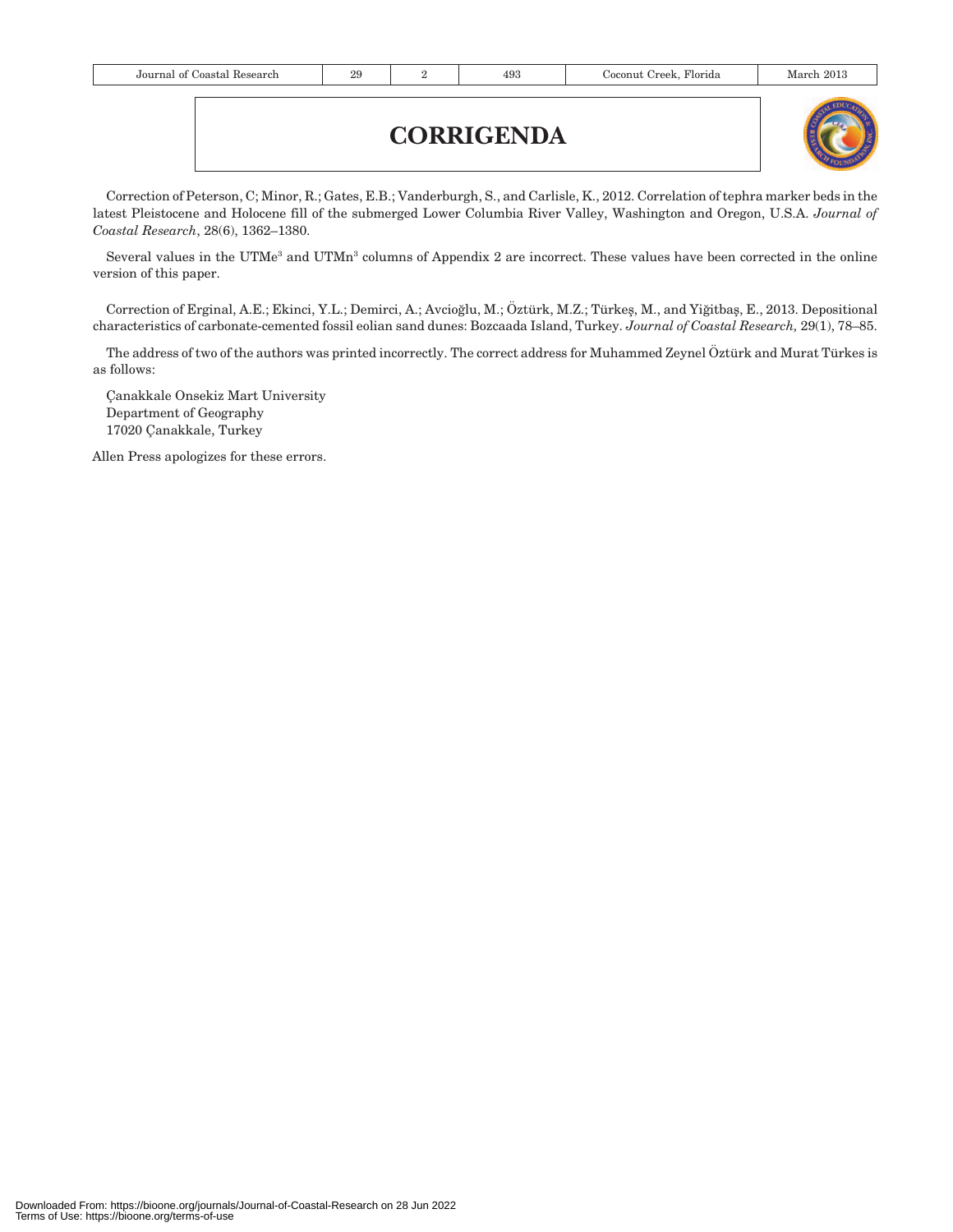# CORRIGENDA

Correction of Peterson, C; Minor, R.; Gates, E.B.; Vanderburgh, S., and Carlisle, K., 2012. Correlation of tephra marker beds in the latest Pleistocene and Holocene fill of the submerged Lower Columbia River Valley, Washington and Oregon, U.S.A. *Journal of Coastal Research*, 28(6), 1362–1380.

Several values in the UTMe[3] and UTMn[3] columns of Appendix 2 are incorrect. These values have been corrected in the online version of this paper.

Correction of Erginal, A.E.; Ekinci, Y.L.; Demirci, A.; Avcioğlu, M.; Öztürk, M.Z.; Türkeş, M., and Yiğitbaş, E., 2013. Depositional characteristics of carbonate-cemented fossil eolian sand dunes: Bozcaada Island, Turkey. *Journal of Coastal Research,* 29(1), 78–85.

The address of two of the authors was printed incorrectly. The correct address for Muhammed Zeynel Öztürk and Murat Türkes is as follows:

Çanakkale Onsekiz Mart University
Department of Geography
17020 Çanakkale, Turkey

Allen Press apologizes for these errors.